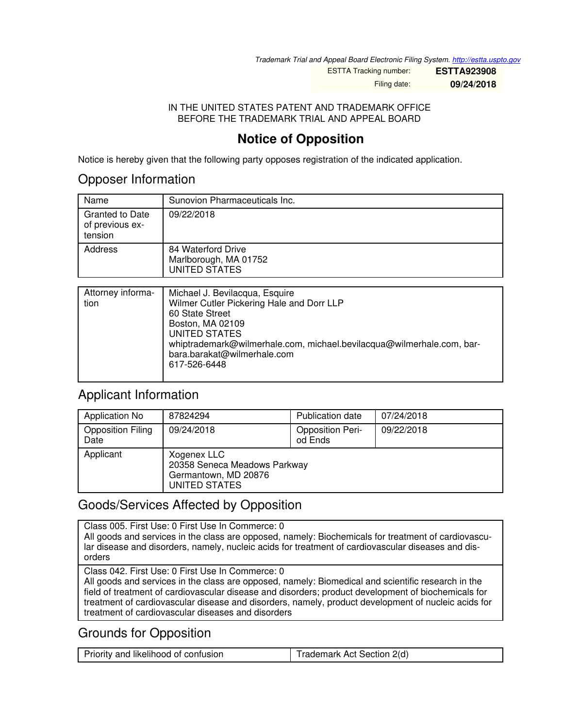*Trademark Trial and Appeal Board Electronic Filing System. http://estta.uspto.gov*

| ESTTA Tracking number: | **ESTTA923908** |
|---|---|
| Filing date: | **09/24/2018** |

IN THE UNITED STATES PATENT AND TRADEMARK OFFICE
BEFORE THE TRADEMARK TRIAL AND APPEAL BOARD

# Notice of Opposition

Notice is hereby given that the following party opposes registration of the indicated application.

## Opposer Information

| Name | Sunovion Pharmaceuticals Inc. |
|---|---|
| Granted to Date of previous extension | 09/22/2018 |
| Address | 84 Waterford Drive<br>Marlborough, MA 01752<br>UNITED STATES |

| Attorney information | Michael J. Bevilacqua, Esquire<br>Wilmer Cutler Pickering Hale and Dorr LLP<br>60 State Street<br>Boston, MA 02109<br>UNITED STATES<br>whiptrademark@wilmerhale.com, michael.bevilacqua@wilmerhale.com, barbara.barakat@wilmerhale.com<br>617-526-6448 |
|---|---|

## Applicant Information

| Application No | 87824294 | Publication date | 07/24/2018 |
|---|---|---|---|
| Opposition Filing Date | 09/24/2018 | Opposition Period Ends | 09/22/2018 |
| Applicant | Xogenex LLC<br>20358 Seneca Meadows Parkway<br>Germantown, MD 20876<br>UNITED STATES | | |

## Goods/Services Affected by Opposition

| Class 005. First Use: 0 First Use In Commerce: 0<br>All goods and services in the class are opposed, namely: Biochemicals for treatment of cardiovascular disease and disorders, namely, nucleic acids for treatment of cardiovascular diseases and disorders |
|---|
| Class 042. First Use: 0 First Use In Commerce: 0<br>All goods and services in the class are opposed, namely: Biomedical and scientific research in the field of treatment of cardiovascular disease and disorders; product development of biochemicals for treatment of cardiovascular disease and disorders, namely, product development of nucleic acids for treatment of cardiovascular diseases and disorders |

## Grounds for Opposition

| Priority and likelihood of confusion | Trademark Act Section 2(d) |
|---|---|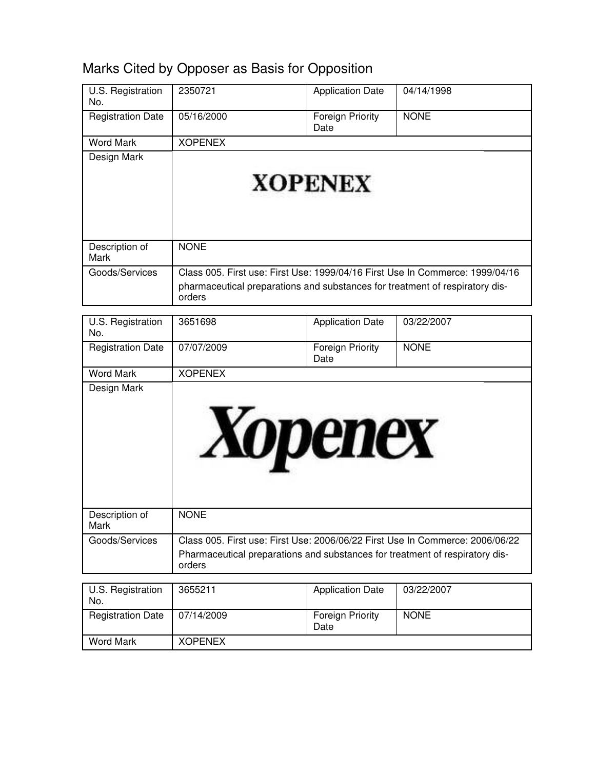# Marks Cited by Opposer as Basis for Opposition

| U.S. Registration No. | 2350721 | Application Date | 04/14/1998 |
|---|---|---|---|
| Registration Date | 05/16/2000 | Foreign Priority Date | NONE |
| Word Mark | XOPENEX | | |
| Design Mark | XOPENEX | | |
| Description of Mark | NONE | | |
| Goods/Services | Class 005. First use: First Use: 1999/04/16 First Use In Commerce: 1999/04/16<br>pharmaceutical preparations and substances for treatment of respiratory disorders | | |

| U.S. Registration No. | 3651698 | Application Date | 03/22/2007 |
|---|---|---|---|
| Registration Date | 07/07/2009 | Foreign Priority Date | NONE |
| Word Mark | XOPENEX | | |
| Design Mark | Xopenex | | |
| Description of Mark | NONE | | |
| Goods/Services | Class 005. First use: First Use: 2006/06/22 First Use In Commerce: 2006/06/22<br>Pharmaceutical preparations and substances for treatment of respiratory disorders | | |

| U.S. Registration No. | 3655211 | Application Date | 03/22/2007 |
|---|---|---|---|
| Registration Date | 07/14/2009 | Foreign Priority Date | NONE |
| Word Mark | XOPENEX | | |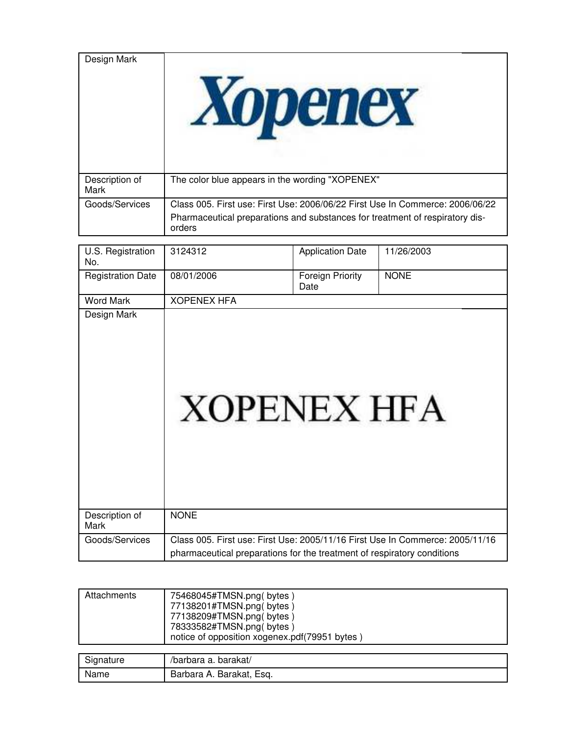| Design Mark | Xopenex |
| --- | --- |
| Description of Mark | The color blue appears in the wording "XOPENEX" |
| Goods/Services | Class 005. First use: First Use: 2006/06/22 First Use In Commerce: 2006/06/22<br>Pharmaceutical preparations and substances for treatment of respiratory disorders |

| U.S. Registration No. | 3124312 | Application Date | 11/26/2003 |
| --- | --- | --- | --- |
| Registration Date | 08/01/2006 | Foreign Priority Date | NONE |
| Word Mark | XOPENEX HFA | | |
| Design Mark | XOPENEX HFA | | |
| Description of Mark | NONE | | |
| Goods/Services | Class 005. First use: First Use: 2005/11/16 First Use In Commerce: 2005/11/16<br>pharmaceutical preparations for the treatment of respiratory conditions | | |

| Attachments | 75468045#TMSN.png( bytes )<br>77138201#TMSN.png( bytes )<br>77138209#TMSN.png( bytes )<br>78333582#TMSN.png( bytes )<br>notice of opposition xogenex.pdf(79951 bytes ) |
| --- | --- |

| Signature | /barbara a. barakat/ |
| --- | --- |
| Name | Barbara A. Barakat, Esq. |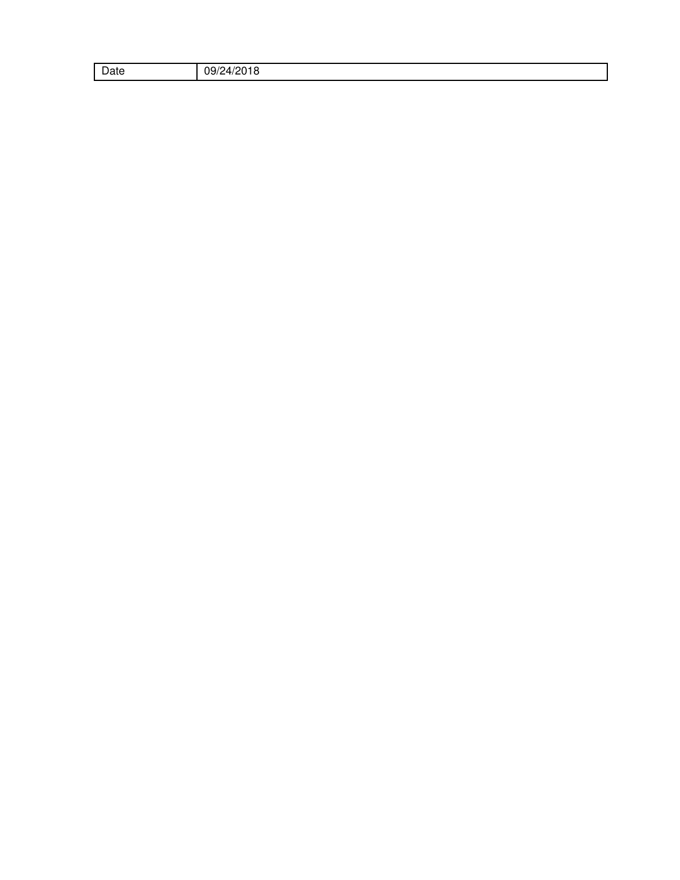| Date | 09/24/2018 |
| --- | --- |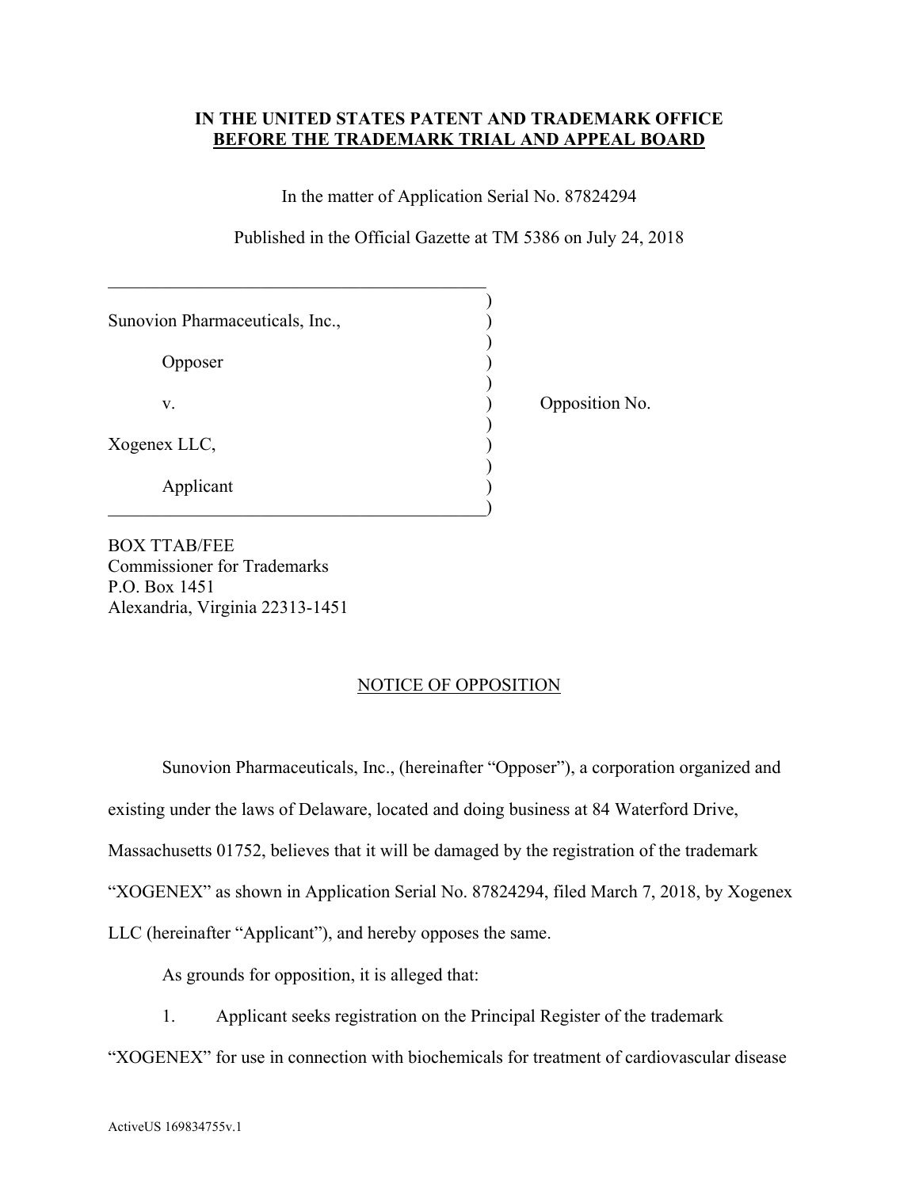**IN THE UNITED STATES PATENT AND TRADEMARK OFFICE**
**BEFORE THE TRADEMARK TRIAL AND APPEAL BOARD**

In the matter of Application Serial No. 87824294

Published in the Official Gazette at TM 5386 on July 24, 2018

| | |
|---|---|
| Sunovion Pharmaceuticals, Inc., | |
| Opposer | |
| v. | Opposition No. |
| Xogenex LLC, | |
| Applicant | |

BOX TTAB/FEE
Commissioner for Trademarks
P.O. Box 1451
Alexandria, Virginia 22313-1451

NOTICE OF OPPOSITION

Sunovion Pharmaceuticals, Inc., (hereinafter "Opposer"), a corporation organized and existing under the laws of Delaware, located and doing business at 84 Waterford Drive, Massachusetts 01752, believes that it will be damaged by the registration of the trademark "XOGENEX" as shown in Application Serial No. 87824294, filed March 7, 2018, by Xogenex LLC (hereinafter "Applicant"), and hereby opposes the same.

As grounds for opposition, it is alleged that:

1. Applicant seeks registration on the Principal Register of the trademark "XOGENEX" for use in connection with biochemicals for treatment of cardiovascular disease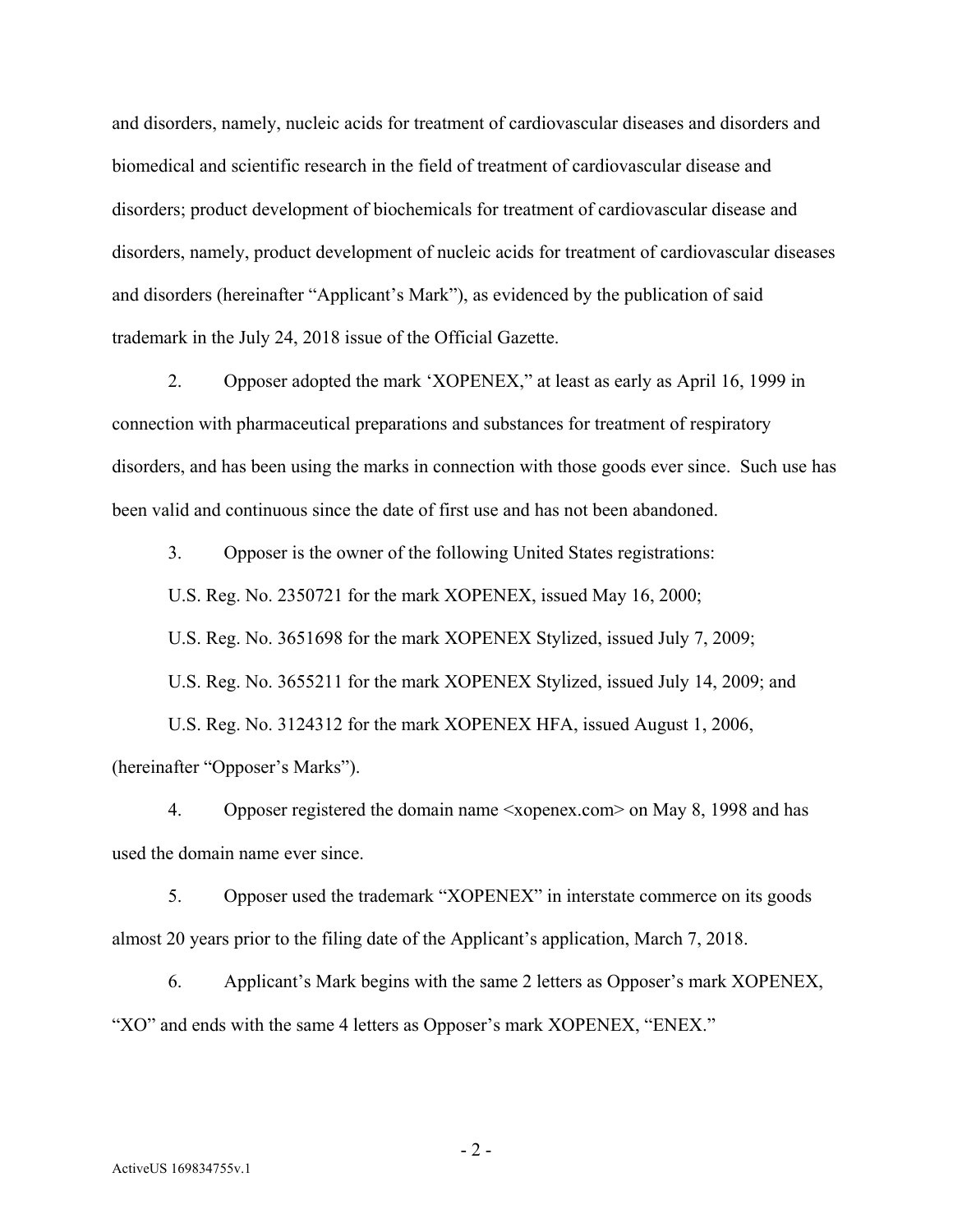and disorders, namely, nucleic acids for treatment of cardiovascular diseases and disorders and biomedical and scientific research in the field of treatment of cardiovascular disease and disorders; product development of biochemicals for treatment of cardiovascular disease and disorders, namely, product development of nucleic acids for treatment of cardiovascular diseases and disorders (hereinafter "Applicant's Mark"), as evidenced by the publication of said trademark in the July 24, 2018 issue of the Official Gazette.

2. Opposer adopted the mark 'XOPENEX," at least as early as April 16, 1999 in connection with pharmaceutical preparations and substances for treatment of respiratory disorders, and has been using the marks in connection with those goods ever since. Such use has been valid and continuous since the date of first use and has not been abandoned.

3. Opposer is the owner of the following United States registrations:

U.S. Reg. No. 2350721 for the mark XOPENEX, issued May 16, 2000;

U.S. Reg. No. 3651698 for the mark XOPENEX Stylized, issued July 7, 2009;

U.S. Reg. No. 3655211 for the mark XOPENEX Stylized, issued July 14, 2009; and

U.S. Reg. No. 3124312 for the mark XOPENEX HFA, issued August 1, 2006,

(hereinafter "Opposer's Marks").

4. Opposer registered the domain name <xopenex.com> on May 8, 1998 and has used the domain name ever since.

5. Opposer used the trademark "XOPENEX" in interstate commerce on its goods almost 20 years prior to the filing date of the Applicant's application, March 7, 2018.

6. Applicant's Mark begins with the same 2 letters as Opposer's mark XOPENEX, "XO" and ends with the same 4 letters as Opposer's mark XOPENEX, "ENEX."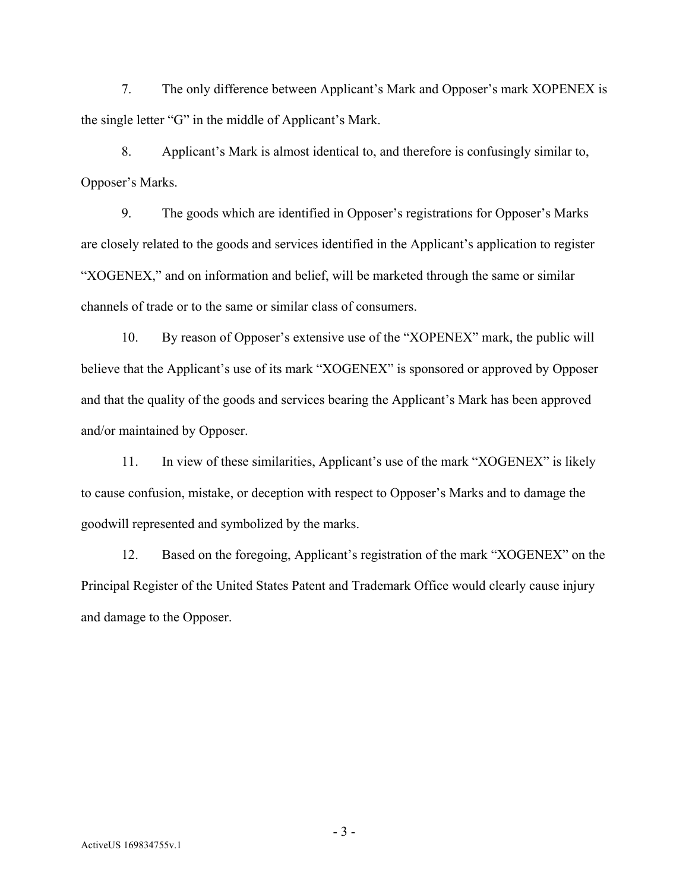7. The only difference between Applicant's Mark and Opposer's mark XOPENEX is the single letter "G" in the middle of Applicant's Mark.

8. Applicant's Mark is almost identical to, and therefore is confusingly similar to, Opposer's Marks.

9. The goods which are identified in Opposer's registrations for Opposer's Marks are closely related to the goods and services identified in the Applicant's application to register "XOGENEX," and on information and belief, will be marketed through the same or similar channels of trade or to the same or similar class of consumers.

10. By reason of Opposer's extensive use of the "XOPENEX" mark, the public will believe that the Applicant's use of its mark "XOGENEX" is sponsored or approved by Opposer and that the quality of the goods and services bearing the Applicant's Mark has been approved and/or maintained by Opposer.

11. In view of these similarities, Applicant's use of the mark "XOGENEX" is likely to cause confusion, mistake, or deception with respect to Opposer's Marks and to damage the goodwill represented and symbolized by the marks.

12. Based on the foregoing, Applicant's registration of the mark "XOGENEX" on the Principal Register of the United States Patent and Trademark Office would clearly cause injury and damage to the Opposer.

ActiveUS 169834755v.1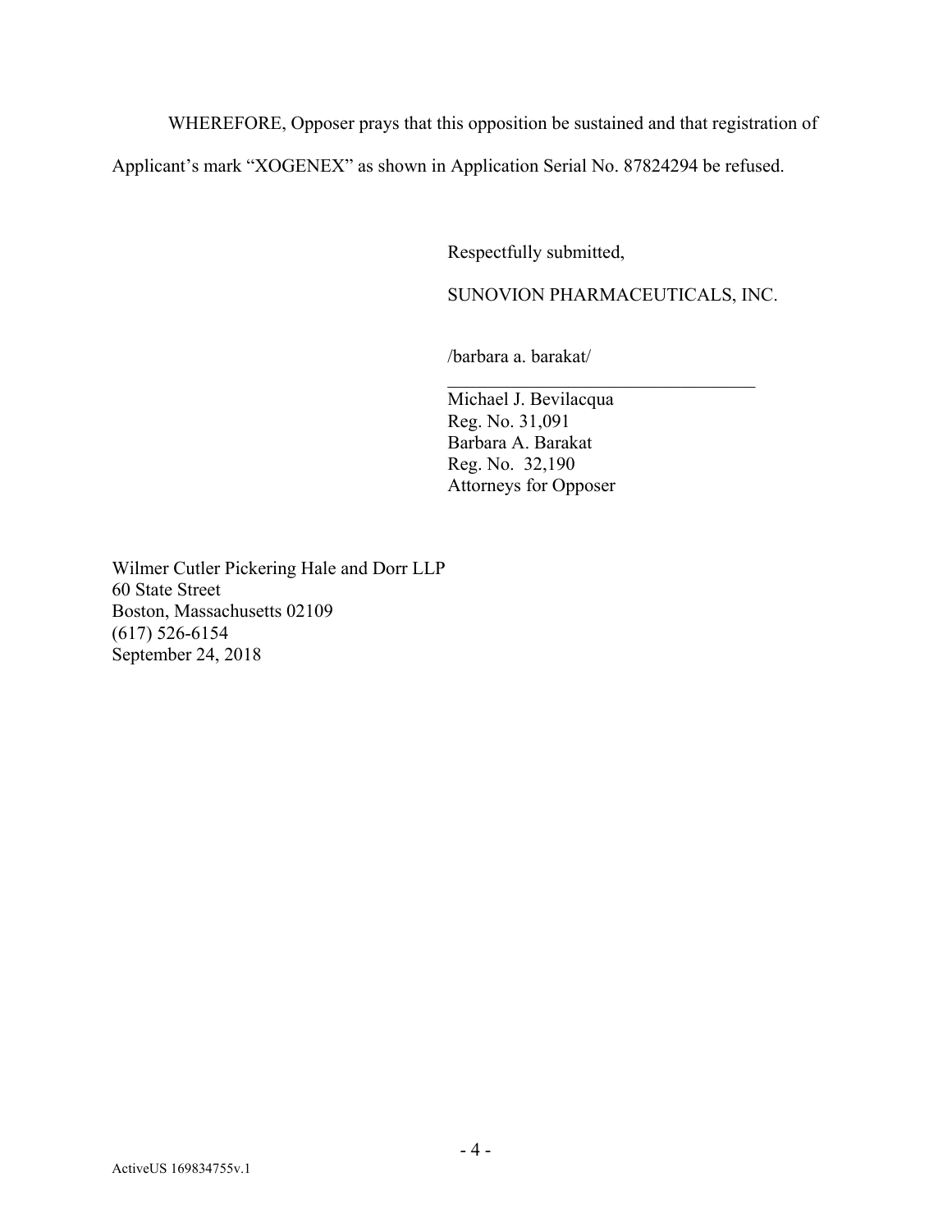WHEREFORE, Opposer prays that this opposition be sustained and that registration of Applicant's mark "XOGENEX" as shown in Application Serial No. 87824294 be refused.

Respectfully submitted,

SUNOVION PHARMACEUTICALS, INC.

/barbara a. barakat/

Michael J. Bevilacqua
Reg. No. 31,091
Barbara A. Barakat
Reg. No. 32,190
Attorneys for Opposer

Wilmer Cutler Pickering Hale and Dorr LLP
60 State Street
Boston, Massachusetts 02109
(617) 526-6154
September 24, 2018

ActiveUS 169834755v.1